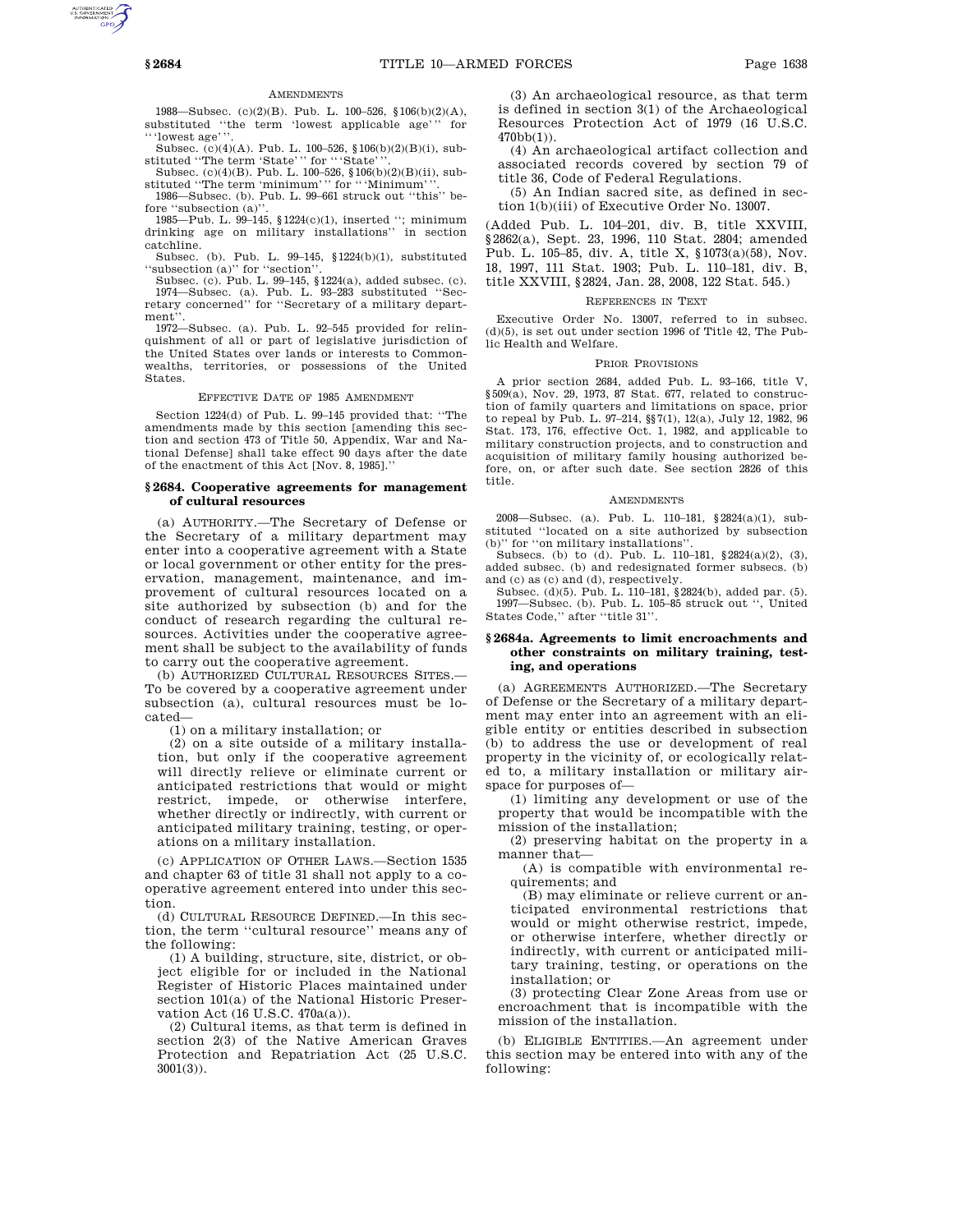AMENDMENTS

1988—Subsec. (c)(2)(B). Pub. L. 100–526, §106(b)(2)(A), substituted "the term 'lowest applicable age'" for "'lowest age'".

Subsec. (c)(4)(A). Pub. L. 100–526, §106(b)(2)(B)(i), substituted "The term 'State'" for "'State'".

Subsec. (c)(4)(B). Pub. L. 100–526, §106(b)(2)(B)(ii), substituted "The term 'minimum'" for "'Minimum'".

1986—Subsec. (b). Pub. L. 99–661 struck out "this" before "subsection (a)".

1985—Pub. L. 99–145, §1224(c)(1), inserted "; minimum drinking age on military installations" in section catchline.

Subsec. (b). Pub. L. 99–145, §1224(b)(1), substituted "subsection (a)" for "section".

Subsec. (c). Pub. L. 99–145, §1224(a), added subsec. (c).

1974—Subsec. (a). Pub. L. 93–283 substituted "Secretary concerned" for "Secretary of a military department".

1972—Subsec. (a). Pub. L. 92–545 provided for relinquishment of all or part of legislative jurisdiction of the United States over lands or interests to Commonwealths, territories, or possessions of the United States.

EFFECTIVE DATE OF 1985 AMENDMENT

Section 1224(d) of Pub. L. 99–145 provided that: "The amendments made by this section [amending this section and section 473 of Title 50, Appendix, War and National Defense] shall take effect 90 days after the date of the enactment of this Act [Nov. 8, 1985]."

### §2684. Cooperative agreements for management of cultural resources

(a) AUTHORITY.—The Secretary of Defense or the Secretary of a military department may enter into a cooperative agreement with a State or local government or other entity for the preservation, management, maintenance, and improvement of cultural resources located on a site authorized by subsection (b) and for the conduct of research regarding the cultural resources. Activities under the cooperative agreement shall be subject to the availability of funds to carry out the cooperative agreement.

(b) AUTHORIZED CULTURAL RESOURCES SITES.—To be covered by a cooperative agreement under subsection (a), cultural resources must be located—

(1) on a military installation; or

(2) on a site outside of a military installation, but only if the cooperative agreement will directly relieve or eliminate current or anticipated restrictions that would or might restrict, impede, or otherwise interfere, whether directly or indirectly, with current or anticipated military training, testing, or operations on a military installation.

(c) APPLICATION OF OTHER LAWS.—Section 1535 and chapter 63 of title 31 shall not apply to a cooperative agreement entered into under this section.

(d) CULTURAL RESOURCE DEFINED.—In this section, the term "cultural resource" means any of the following:

(1) A building, structure, site, district, or object eligible for or included in the National Register of Historic Places maintained under section 101(a) of the National Historic Preservation Act (16 U.S.C. 470a(a)).

(2) Cultural items, as that term is defined in section 2(3) of the Native American Graves Protection and Repatriation Act (25 U.S.C. 3001(3)).

(3) An archaeological resource, as that term is defined in section 3(1) of the Archaeological Resources Protection Act of 1979 (16 U.S.C. 470bb(1)).

(4) An archaeological artifact collection and associated records covered by section 79 of title 36, Code of Federal Regulations.

(5) An Indian sacred site, as defined in section 1(b)(iii) of Executive Order No. 13007.

(Added Pub. L. 104–201, div. B, title XXVIII, §2862(a), Sept. 23, 1996, 110 Stat. 2804; amended Pub. L. 105–85, div. A, title X, §1073(a)(58), Nov. 18, 1997, 111 Stat. 1903; Pub. L. 110–181, div. B, title XXVIII, §2824, Jan. 28, 2008, 122 Stat. 545.)

REFERENCES IN TEXT

Executive Order No. 13007, referred to in subsec. (d)(5), is set out under section 1996 of Title 42, The Public Health and Welfare.

PRIOR PROVISIONS

A prior section 2684, added Pub. L. 93–166, title V, §509(a), Nov. 29, 1973, 87 Stat. 677, related to construction of family quarters and limitations on space, prior to repeal by Pub. L. 97–214, §§7(1), 12(a), July 12, 1982, 96 Stat. 173, 176, effective Oct. 1, 1982, and applicable to military construction projects, and to construction and acquisition of military family housing authorized before, on, or after such date. See section 2826 of this title.

AMENDMENTS

2008—Subsec. (a). Pub. L. 110–181, §2824(a)(1), substituted "located on a site authorized by subsection (b)" for "on military installations".

Subsecs. (b) to (d). Pub. L. 110–181, §2824(a)(2), (3), added subsec. (b) and redesignated former subsecs. (b) and (c) as (c) and (d), respectively.

Subsec. (d)(5). Pub. L. 110–181, §2824(b), added par. (5).

1997—Subsec. (b). Pub. L. 105–85 struck out ", United States Code," after "title 31".

### §2684a. Agreements to limit encroachments and other constraints on military training, testing, and operations

(a) AGREEMENTS AUTHORIZED.—The Secretary of Defense or the Secretary of a military department may enter into an agreement with an eligible entity or entities described in subsection (b) to address the use or development of real property in the vicinity of, or ecologically related to, a military installation or military airspace for purposes of—

(1) limiting any development or use of the property that would be incompatible with the mission of the installation;

(2) preserving habitat on the property in a manner that—

(A) is compatible with environmental requirements; and

(B) may eliminate or relieve current or anticipated environmental restrictions that would or might otherwise restrict, impede, or otherwise interfere, whether directly or indirectly, with current or anticipated military training, testing, or operations on the installation; or

(3) protecting Clear Zone Areas from use or encroachment that is incompatible with the mission of the installation.

(b) ELIGIBLE ENTITIES.—An agreement under this section may be entered into with any of the following: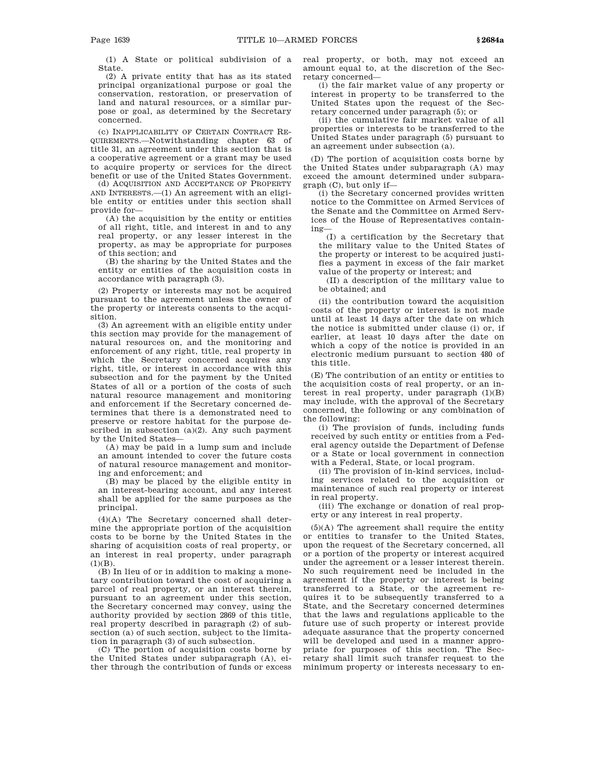(1) A State or political subdivision of a State.

(2) A private entity that has as its stated principal organizational purpose or goal the conservation, restoration, or preservation of land and natural resources, or a similar purpose or goal, as determined by the Secretary concerned.

(c) INAPPLICABILITY OF CERTAIN CONTRACT REQUIREMENTS.—Notwithstanding chapter 63 of title 31, an agreement under this section that is a cooperative agreement or a grant may be used to acquire property or services for the direct benefit or use of the United States Government.

(d) ACQUISITION AND ACCEPTANCE OF PROPERTY AND INTERESTS.—(1) An agreement with an eligible entity or entities under this section shall provide for—

(A) the acquisition by the entity or entities of all right, title, and interest in and to any real property, or any lesser interest in the property, as may be appropriate for purposes of this section; and

(B) the sharing by the United States and the entity or entities of the acquisition costs in accordance with paragraph (3).

(2) Property or interests may not be acquired pursuant to the agreement unless the owner of the property or interests consents to the acquisition.

(3) An agreement with an eligible entity under this section may provide for the management of natural resources on, and the monitoring and enforcement of any right, title, real property in which the Secretary concerned acquires any right, title, or interest in accordance with this subsection and for the payment by the United States of all or a portion of the costs of such natural resource management and monitoring and enforcement if the Secretary concerned determines that there is a demonstrated need to preserve or restore habitat for the purpose described in subsection (a)(2). Any such payment by the United States—

(A) may be paid in a lump sum and include an amount intended to cover the future costs of natural resource management and monitoring and enforcement; and

(B) may be placed by the eligible entity in an interest-bearing account, and any interest shall be applied for the same purposes as the principal.

(4)(A) The Secretary concerned shall determine the appropriate portion of the acquisition costs to be borne by the United States in the sharing of acquisition costs of real property, or an interest in real property, under paragraph (1)(B).

(B) In lieu of or in addition to making a monetary contribution toward the cost of acquiring a parcel of real property, or an interest therein, pursuant to an agreement under this section, the Secretary concerned may convey, using the authority provided by section 2869 of this title, real property described in paragraph (2) of subsection (a) of such section, subject to the limitation in paragraph (3) of such subsection.

(C) The portion of acquisition costs borne by the United States under subparagraph (A), either through the contribution of funds or excess real property, or both, may not exceed an amount equal to, at the discretion of the Secretary concerned—

(i) the fair market value of any property or interest in property to be transferred to the United States upon the request of the Secretary concerned under paragraph (5); or

(ii) the cumulative fair market value of all properties or interests to be transferred to the United States under paragraph (5) pursuant to an agreement under subsection (a).

(D) The portion of acquisition costs borne by the United States under subparagraph (A) may exceed the amount determined under subparagraph (C), but only if—

(i) the Secretary concerned provides written notice to the Committee on Armed Services of the Senate and the Committee on Armed Services of the House of Representatives containing—

(I) a certification by the Secretary that the military value to the United States of the property or interest to be acquired justifies a payment in excess of the fair market value of the property or interest; and

(II) a description of the military value to be obtained; and

(ii) the contribution toward the acquisition costs of the property or interest is not made until at least 14 days after the date on which the notice is submitted under clause (i) or, if earlier, at least 10 days after the date on which a copy of the notice is provided in an electronic medium pursuant to section 480 of this title.

(E) The contribution of an entity or entities to the acquisition costs of real property, or an interest in real property, under paragraph (1)(B) may include, with the approval of the Secretary concerned, the following or any combination of the following:

(i) The provision of funds, including funds received by such entity or entities from a Federal agency outside the Department of Defense or a State or local government in connection with a Federal, State, or local program.

(ii) The provision of in-kind services, including services related to the acquisition or maintenance of such real property or interest in real property.

(iii) The exchange or donation of real property or any interest in real property.

(5)(A) The agreement shall require the entity or entities to transfer to the United States, upon the request of the Secretary concerned, all or a portion of the property or interest acquired under the agreement or a lesser interest therein. No such requirement need be included in the agreement if the property or interest is being transferred to a State, or the agreement requires it to be subsequently transferred to a State, and the Secretary concerned determines that the laws and regulations applicable to the future use of such property or interest provide adequate assurance that the property concerned will be developed and used in a manner appropriate for purposes of this section. The Secretary shall limit such transfer request to the minimum property or interests necessary to en-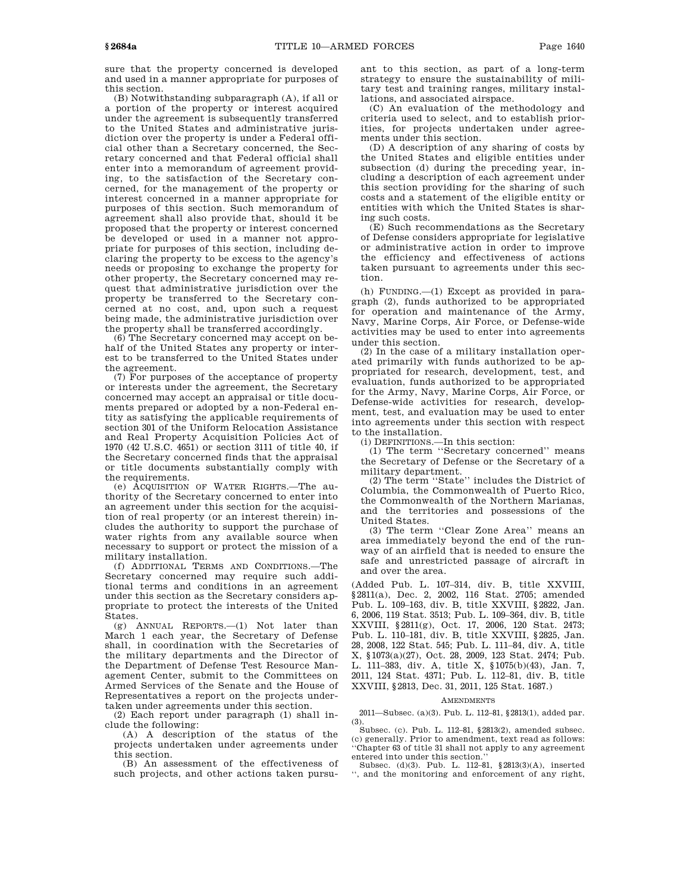sure that the property concerned is developed and used in a manner appropriate for purposes of this section.

(B) Notwithstanding subparagraph (A), if all or a portion of the property or interest acquired under the agreement is subsequently transferred to the United States and administrative jurisdiction over the property is under a Federal official other than a Secretary concerned, the Secretary concerned and that Federal official shall enter into a memorandum of agreement providing, to the satisfaction of the Secretary concerned, for the management of the property or interest concerned in a manner appropriate for purposes of this section. Such memorandum of agreement shall also provide that, should it be proposed that the property or interest concerned be developed or used in a manner not appropriate for purposes of this section, including declaring the property to be excess to the agency's needs or proposing to exchange the property for other property, the Secretary concerned may request that administrative jurisdiction over the property be transferred to the Secretary concerned at no cost, and, upon such a request being made, the administrative jurisdiction over the property shall be transferred accordingly.

(6) The Secretary concerned may accept on behalf of the United States any property or interest to be transferred to the United States under the agreement.

(7) For purposes of the acceptance of property or interests under the agreement, the Secretary concerned may accept an appraisal or title documents prepared or adopted by a non-Federal entity as satisfying the applicable requirements of section 301 of the Uniform Relocation Assistance and Real Property Acquisition Policies Act of 1970 (42 U.S.C. 4651) or section 3111 of title 40, if the Secretary concerned finds that the appraisal or title documents substantially comply with the requirements.

(e) ACQUISITION OF WATER RIGHTS.—The authority of the Secretary concerned to enter into an agreement under this section for the acquisition of real property (or an interest therein) includes the authority to support the purchase of water rights from any available source when necessary to support or protect the mission of a military installation.

(f) ADDITIONAL TERMS AND CONDITIONS.—The Secretary concerned may require such additional terms and conditions in an agreement under this section as the Secretary considers appropriate to protect the interests of the United States.

(g) ANNUAL REPORTS.—(1) Not later than March 1 each year, the Secretary of Defense shall, in coordination with the Secretaries of the military departments and the Director of the Department of Defense Test Resource Management Center, submit to the Committees on Armed Services of the Senate and the House of Representatives a report on the projects undertaken under agreements under this section.

(2) Each report under paragraph (1) shall include the following:

(A) A description of the status of the projects undertaken under agreements under this section.

(B) An assessment of the effectiveness of such projects, and other actions taken pursuant to this section, as part of a long-term strategy to ensure the sustainability of military test and training ranges, military installations, and associated airspace.

(C) An evaluation of the methodology and criteria used to select, and to establish priorities, for projects undertaken under agreements under this section.

(D) A description of any sharing of costs by the United States and eligible entities under subsection (d) during the preceding year, including a description of each agreement under this section providing for the sharing of such costs and a statement of the eligible entity or entities with which the United States is sharing such costs.

(E) Such recommendations as the Secretary of Defense considers appropriate for legislative or administrative action in order to improve the efficiency and effectiveness of actions taken pursuant to agreements under this section.

(h) FUNDING.—(1) Except as provided in paragraph (2), funds authorized to be appropriated for operation and maintenance of the Army, Navy, Marine Corps, Air Force, or Defense-wide activities may be used to enter into agreements under this section.

(2) In the case of a military installation operated primarily with funds authorized to be appropriated for research, development, test, and evaluation, funds authorized to be appropriated for the Army, Navy, Marine Corps, Air Force, or Defense-wide activities for research, development, test, and evaluation may be used to enter into agreements under this section with respect to the installation.

(i) DEFINITIONS.—In this section:

(1) The term "Secretary concerned" means the Secretary of Defense or the Secretary of a military department.

(2) The term "State" includes the District of Columbia, the Commonwealth of Puerto Rico, the Commonwealth of the Northern Marianas, and the territories and possessions of the United States.

(3) The term "Clear Zone Area" means an area immediately beyond the end of the runway of an airfield that is needed to ensure the safe and unrestricted passage of aircraft in and over the area.

(Added Pub. L. 107–314, div. B, title XXVIII, §2811(a), Dec. 2, 2002, 116 Stat. 2705; amended Pub. L. 109–163, div. B, title XXVIII, §2822, Jan. 6, 2006, 119 Stat. 3513; Pub. L. 109–364, div. B, title XXVIII, §2811(g), Oct. 17, 2006, 120 Stat. 2473; Pub. L. 110–181, div. B, title XXVIII, §2825, Jan. 28, 2008, 122 Stat. 545; Pub. L. 111–84, div. A, title X, §1073(a)(27), Oct. 28, 2009, 123 Stat. 2474; Pub. L. 111–383, div. A, title X, §1075(b)(43), Jan. 7, 2011, 124 Stat. 4371; Pub. L. 112–81, div. B, title XXVIII, §2813, Dec. 31, 2011, 125 Stat. 1687.)

AMENDMENTS

2011—Subsec. (a)(3). Pub. L. 112–81, §2813(1), added par. (3).

Subsec. (c). Pub. L. 112–81, §2813(2), amended subsec. (c) generally. Prior to amendment, text read as follows: "Chapter 63 of title 31 shall not apply to any agreement entered into under this section."

Subsec. (d)(3). Pub. L. 112–81, §2813(3)(A), inserted ", and the monitoring and enforcement of any right,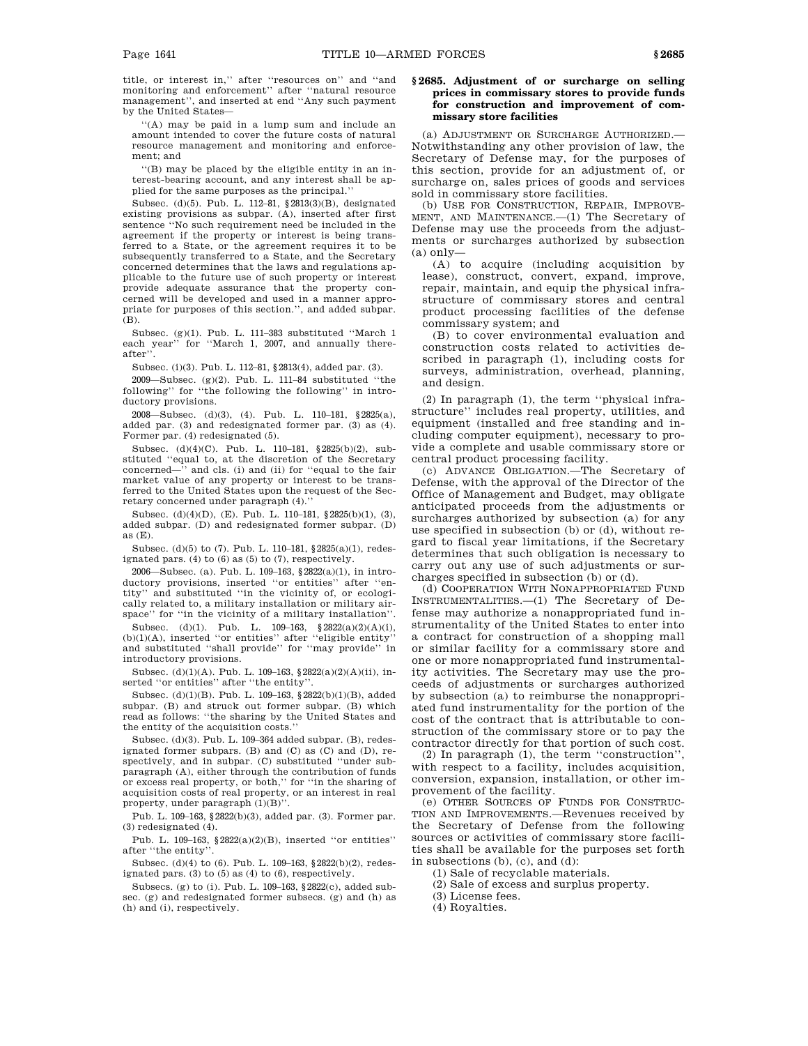title, or interest in,'' after ''resources on'' and ''and monitoring and enforcement'' after ''natural resource management'', and inserted at end ''Any such payment by the United States—

''(A) may be paid in a lump sum and include an amount intended to cover the future costs of natural resource management and monitoring and enforcement; and

''(B) may be placed by the eligible entity in an interest-bearing account, and any interest shall be applied for the same purposes as the principal.''

Subsec. (d)(5). Pub. L. 112–81, §2813(3)(B), designated existing provisions as subpar. (A), inserted after first sentence ''No such requirement need be included in the agreement if the property or interest is being transferred to a State, or the agreement requires it to be subsequently transferred to a State, and the Secretary concerned determines that the laws and regulations applicable to the future use of such property or interest provide adequate assurance that the property concerned will be developed and used in a manner appropriate for purposes of this section.'', and added subpar. (B).

Subsec. (g)(1). Pub. L. 111–383 substituted ''March 1 each year'' for ''March 1, 2007, and annually thereafter''.

Subsec. (i)(3). Pub. L. 112–81, §2813(4), added par. (3).

2009—Subsec. (g)(2). Pub. L. 111–84 substituted ''the following'' for ''the following the following'' in introductory provisions.

2008—Subsec. (d)(3), (4). Pub. L. 110–181, §2825(a), added par. (3) and redesignated former par. (3) as (4). Former par. (4) redesignated (5).

Subsec. (d)(4)(C). Pub. L. 110–181, §2825(b)(2), substituted ''equal to, at the discretion of the Secretary concerned—'' and cls. (i) and (ii) for ''equal to the fair market value of any property or interest to be transferred to the United States upon the request of the Secretary concerned under paragraph (4).''

Subsec. (d)(4)(D), (E). Pub. L. 110–181, §2825(b)(1), (3), added subpar. (D) and redesignated former subpar. (D) as (E).

Subsec. (d)(5) to (7). Pub. L. 110–181, §2825(a)(1), redesignated pars. (4) to (6) as (5) to (7), respectively.

2006—Subsec. (a). Pub. L. 109–163, §2822(a)(1), in introductory provisions, inserted ''or entities'' after ''entity'' and substituted ''in the vicinity of, or ecologically related to, a military installation or military airspace'' for ''in the vicinity of a military installation''.

Subsec. (d)(1). Pub. L. 109–163, §2822(a)(2)(A)(i), (b)(1)(A), inserted ''or entities'' after ''eligible entity'' and substituted ''shall provide'' for ''may provide'' in introductory provisions.

Subsec. (d)(1)(A). Pub. L. 109–163, §2822(a)(2)(A)(ii), inserted ''or entities'' after ''the entity''.

Subsec. (d)(1)(B). Pub. L. 109–163, §2822(b)(1)(B), added subpar. (B) and struck out former subpar. (B) which read as follows: ''the sharing by the United States and the entity of the acquisition costs.''

Subsec. (d)(3). Pub. L. 109–364 added subpar. (B), redesignated former subpars. (B) and (C) as (C) and (D), respectively, and in subpar. (C) substituted ''under subparagraph (A), either through the contribution of funds or excess real property, or both,'' for ''in the sharing of acquisition costs of real property, or an interest in real property, under paragraph (1)(B)''.

Pub. L. 109–163, §2822(b)(3), added par. (3). Former par. (3) redesignated (4).

Pub. L. 109–163, §2822(a)(2)(B), inserted ''or entities'' after ''the entity''.

Subsec. (d)(4) to (6). Pub. L. 109–163, §2822(b)(2), redesignated pars. (3) to (5) as (4) to (6), respectively.

Subsecs. (g) to (i). Pub. L. 109–163, §2822(c), added subsec. (g) and redesignated former subsecs. (g) and (h) as (h) and (i), respectively.

## §2685. Adjustment of or surcharge on selling prices in commissary stores to provide funds for construction and improvement of commissary store facilities

(a) ADJUSTMENT OR SURCHARGE AUTHORIZED.—Notwithstanding any other provision of law, the Secretary of Defense may, for the purposes of this section, provide for an adjustment of, or surcharge on, sales prices of goods and services sold in commissary store facilities.

(b) USE FOR CONSTRUCTION, REPAIR, IMPROVEMENT, AND MAINTENANCE.—(1) The Secretary of Defense may use the proceeds from the adjustments or surcharges authorized by subsection (a) only—

(A) to acquire (including acquisition by lease), construct, convert, expand, improve, repair, maintain, and equip the physical infrastructure of commissary stores and central product processing facilities of the defense commissary system; and

(B) to cover environmental evaluation and construction costs related to activities described in paragraph (1), including costs for surveys, administration, overhead, planning, and design.

(2) In paragraph (1), the term ''physical infrastructure'' includes real property, utilities, and equipment (installed and free standing and including computer equipment), necessary to provide a complete and usable commissary store or central product processing facility.

(c) ADVANCE OBLIGATION.—The Secretary of Defense, with the approval of the Director of the Office of Management and Budget, may obligate anticipated proceeds from the adjustments or surcharges authorized by subsection (a) for any use specified in subsection (b) or (d), without regard to fiscal year limitations, if the Secretary determines that such obligation is necessary to carry out any use of such adjustments or surcharges specified in subsection (b) or (d).

(d) COOPERATION WITH NONAPPROPRIATED FUND INSTRUMENTALITIES.—(1) The Secretary of Defense may authorize a nonappropriated fund instrumentality of the United States to enter into a contract for construction of a shopping mall or similar facility for a commissary store and one or more nonappropriated fund instrumentality activities. The Secretary may use the proceeds of adjustments or surcharges authorized by subsection (a) to reimburse the nonappropriated fund instrumentality for the portion of the cost of the contract that is attributable to construction of the commissary store or to pay the contractor directly for that portion of such cost.

(2) In paragraph (1), the term ''construction'', with respect to a facility, includes acquisition, conversion, expansion, installation, or other improvement of the facility.

(e) OTHER SOURCES OF FUNDS FOR CONSTRUCTION AND IMPROVEMENTS.—Revenues received by the Secretary of Defense from the following sources or activities of commissary store facilities shall be available for the purposes set forth in subsections (b), (c), and (d):

(1) Sale of recyclable materials.

(2) Sale of excess and surplus property.

(3) License fees.

(4) Royalties.